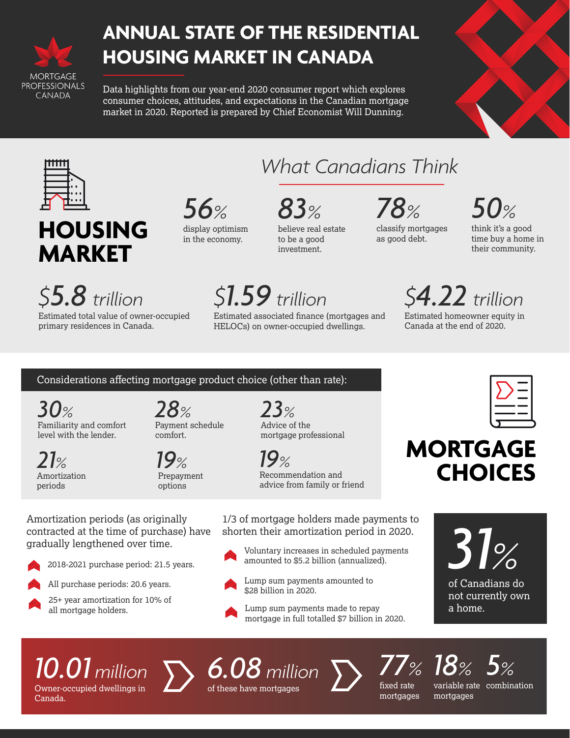MORTGAGE PROFESSIONALS CANADA

# ANNUAL STATE OF THE RESIDENTIAL HOUSING MARKET IN CANADA

Data highlights from our year-end 2020 consumer report which explores consumer choices, attitudes, and expectations in the Canadian mortgage market in 2020. Reported is prepared by Chief Economist Will Dunning.

## HOUSING MARKET

### What Canadians Think

**56%** display optimism in the economy.

**83%** believe real estate to be a good investment.

**78%** classify mortgages as good debt.

**50%** think it's a good time buy a home in their community.

**$5.8 trillion**
Estimated total value of owner-occupied primary residences in Canada.

**$1.59 trillion**
Estimated associated finance (mortgages and HELOCs) on owner-occupied dwellings.

**$4.22 trillion**
Estimated homeowner equity in Canada at the end of 2020.

## MORTGAGE CHOICES

### Considerations affecting mortgage product choice (other than rate):

**30%** Familiarity and comfort level with the lender.

**28%** Payment schedule comfort.

**23%** Advice of the mortgage professional

**21%** Amortization periods

**19%** Prepayment options

**19%** Recommendation and advice from family or friend

Amortization periods (as originally contracted at the time of purchase) have gradually lengthened over time.

- 2018-2021 purchase period: 21.5 years.
- All purchase periods: 20.6 years.
- 25+ year amortization for 10% of all mortgage holders.

1/3 of mortgage holders made payments to shorten their amortization period in 2020.

- Voluntary increases in scheduled payments amounted to $5.2 billion (annualized).
- Lump sum payments amounted to $28 billion in 2020.
- Lump sum payments made to repay mortgage in full totalled $7 billion in 2020.

**31%** of Canadians do not currently own a home.

**10.01 million** Owner-occupied dwellings in Canada.

**6.08 million** of these have mortgages

**77%** fixed rate mortgages

**18%** variable rate mortgages

**5%** combination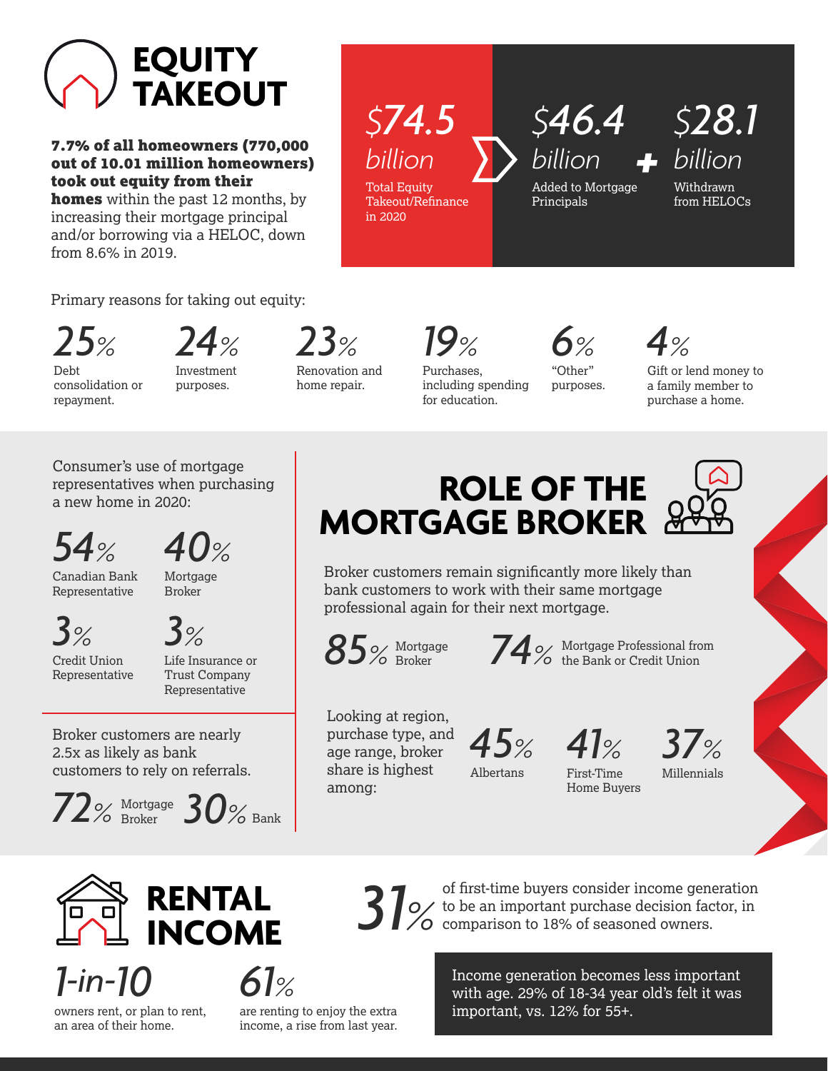# EQUITY TAKEOUT

**7.7% of all homeowners (770,000 out of 10.01 million homeowners) took out equity from their homes** within the past 12 months, by increasing their mortgage principal and/or borrowing via a HELOC, down from 8.6% in 2019.

*$74.5 billion*
Total Equity Takeout/Refinance in 2020

*$46.4 billion*
Added to Mortgage Principals

+

*$28.1 billion*
Withdrawn from HELOCs

Primary reasons for taking out equity:

*25%*
Debt consolidation or repayment.

*24%*
Investment purposes.

*23%*
Renovation and home repair.

*19%*
Purchases, including spending for education.

*6%*
"Other" purposes.

*4%*
Gift or lend money to a family member to purchase a home.

Consumer's use of mortgage representatives when purchasing a new home in 2020:

*54%*
Canadian Bank Representative

*40%*
Mortgage Broker

*3%*
Credit Union Representative

*3%*
Life Insurance or Trust Company Representative

Broker customers are nearly 2.5x as likely as bank customers to rely on referrals.

*72%* Mortgage Broker *30%* Bank

# ROLE OF THE MORTGAGE BROKER

Broker customers remain significantly more likely than bank customers to work with their same mortgage professional again for their next mortgage.

*85%* Mortgage Broker

*74%* Mortgage Professional from the Bank or Credit Union

Looking at region, purchase type, and age range, broker share is highest among:

*45%*
Albertans

*41%*
First-Time Home Buyers

*37%*
Millennials

# RENTAL INCOME

*1-in-10*
owners rent, or plan to rent, an area of their home.

*61%*
are renting to enjoy the extra income, a rise from last year.

*31%* of first-time buyers consider income generation to be an important purchase decision factor, in comparison to 18% of seasoned owners.

Income generation becomes less important with age. 29% of 18-34 year old's felt it was important, vs. 12% for 55+.